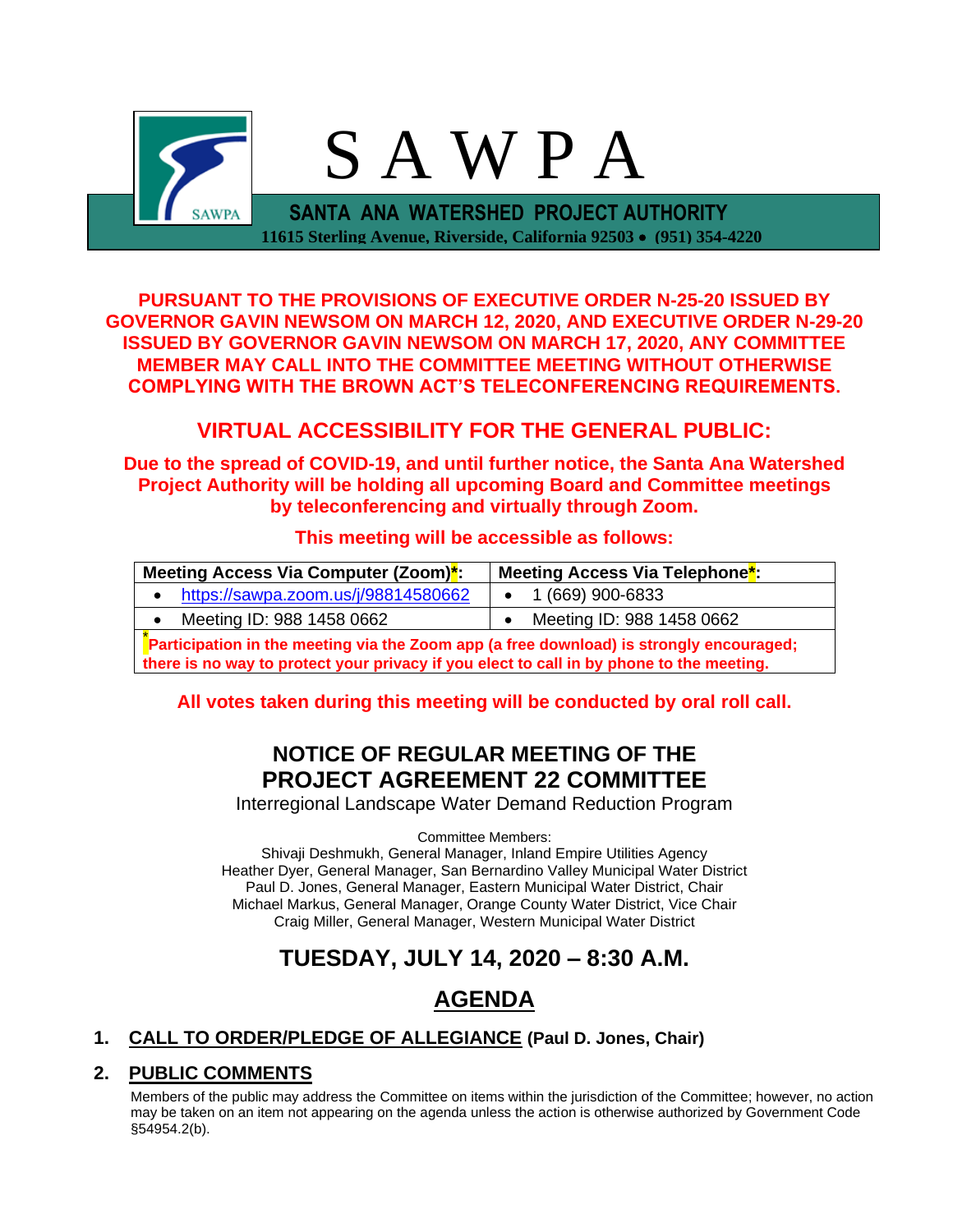# S A W P A

**SANTA ANA WATERSHED PROJECT AUTHORITY**

**11615 Sterling Avenue, Riverside, California 92503 • (951) 354-4220**

**PURSUANT TO THE PROVISIONS OF EXECUTIVE ORDER N-25-20 ISSUED BY GOVERNOR GAVIN NEWSOM ON MARCH 12, 2020, AND EXECUTIVE ORDER N-29-20 ISSUED BY GOVERNOR GAVIN NEWSOM ON MARCH 17, 2020, ANY COMMITTEE MEMBER MAY CALL INTO THE COMMITTEE MEETING WITHOUT OTHERWISE COMPLYING WITH THE BROWN ACT'S TELECONFERENCING REQUIREMENTS.**

## VIRTUAL ACCESSIBILITY FOR THE GENERAL PUBLIC:

**Due to the spread of COVID-19, and until further notice, the Santa Ana Watershed Project Authority will be holding all upcoming Board and Committee meetings by teleconferencing and virtually through Zoom.**

**This meeting will be accessible as follows:**

| Meeting Access Via Computer (Zoom)*: | Meeting Access Via Telephone*: |
|---|---|
| • https://sawpa.zoom.us/j/98814580662 | • 1 (669) 900-6833 |
| • Meeting ID: 988 1458 0662 | • Meeting ID: 988 1458 0662 |
| *Participation in the meeting via the Zoom app (a free download) is strongly encouraged; there is no way to protect your privacy if you elect to call in by phone to the meeting. | |

**All votes taken during this meeting will be conducted by oral roll call.**

## NOTICE OF REGULAR MEETING OF THE PROJECT AGREEMENT 22 COMMITTEE

Interregional Landscape Water Demand Reduction Program

Committee Members:
Shivaji Deshmukh, General Manager, Inland Empire Utilities Agency
Heather Dyer, General Manager, San Bernardino Valley Municipal Water District
Paul D. Jones, General Manager, Eastern Municipal Water District, Chair
Michael Markus, General Manager, Orange County Water District, Vice Chair
Craig Miller, General Manager, Western Municipal Water District

## TUESDAY, JULY 14, 2020 – 8:30 A.M.

## AGENDA

### 1. CALL TO ORDER/PLEDGE OF ALLEGIANCE (Paul D. Jones, Chair)

### 2. PUBLIC COMMENTS

Members of the public may address the Committee on items within the jurisdiction of the Committee; however, no action may be taken on an item not appearing on the agenda unless the action is otherwise authorized by Government Code §54954.2(b).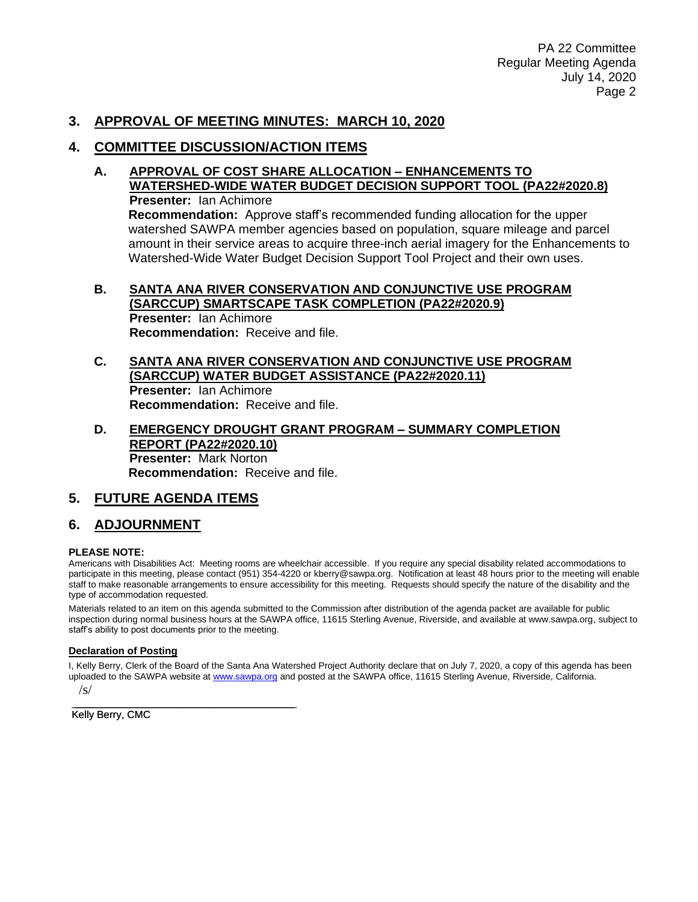## 3. APPROVAL OF MEETING MINUTES: MARCH 10, 2020

## 4. COMMITTEE DISCUSSION/ACTION ITEMS

### A. APPROVAL OF COST SHARE ALLOCATION – ENHANCEMENTS TO WATERSHED-WIDE WATER BUDGET DECISION SUPPORT TOOL (PA22#2020.8)

**Presenter:** Ian Achimore

**Recommendation:** Approve staff's recommended funding allocation for the upper watershed SAWPA member agencies based on population, square mileage and parcel amount in their service areas to acquire three-inch aerial imagery for the Enhancements to Watershed-Wide Water Budget Decision Support Tool Project and their own uses.

### B. SANTA ANA RIVER CONSERVATION AND CONJUNCTIVE USE PROGRAM (SARCCUP) SMARTSCAPE TASK COMPLETION (PA22#2020.9)

**Presenter:** Ian Achimore

**Recommendation:** Receive and file.

### C. SANTA ANA RIVER CONSERVATION AND CONJUNCTIVE USE PROGRAM (SARCCUP) WATER BUDGET ASSISTANCE (PA22#2020.11)

**Presenter:** Ian Achimore

**Recommendation:** Receive and file.

### D. EMERGENCY DROUGHT GRANT PROGRAM – SUMMARY COMPLETION REPORT (PA22#2020.10)

**Presenter:** Mark Norton

**Recommendation:** Receive and file.

## 5. FUTURE AGENDA ITEMS

## 6. ADJOURNMENT

**PLEASE NOTE:**

Americans with Disabilities Act: Meeting rooms are wheelchair accessible. If you require any special disability related accommodations to participate in this meeting, please contact (951) 354-4220 or kberry@sawpa.org. Notification at least 48 hours prior to the meeting will enable staff to make reasonable arrangements to ensure accessibility for this meeting. Requests should specify the nature of the disability and the type of accommodation requested.

Materials related to an item on this agenda submitted to the Commission after distribution of the agenda packet are available for public inspection during normal business hours at the SAWPA office, 11615 Sterling Avenue, Riverside, and available at www.sawpa.org, subject to staff's ability to post documents prior to the meeting.

**Declaration of Posting**

I, Kelly Berry, Clerk of the Board of the Santa Ana Watershed Project Authority declare that on July 7, 2020, a copy of this agenda has been uploaded to the SAWPA website at [www.sawpa.org](http://www.sawpa.org) and posted at the SAWPA office, 11615 Sterling Avenue, Riverside, California.

/s/

\_\_\_\_\_\_\_\_\_\_\_\_\_\_\_\_\_\_\_\_\_\_\_\_\_\_\_\_\_\_\_\_\_\_\_\_\_\_\_\_

Kelly Berry, CMC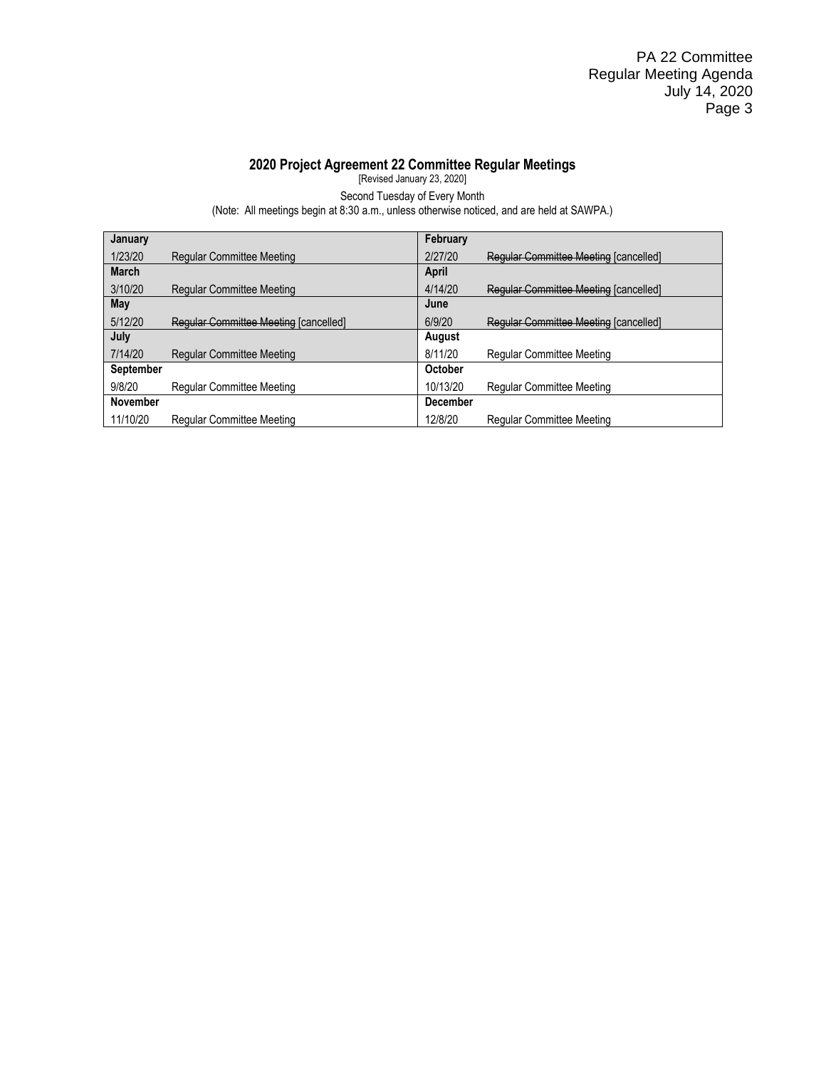## 2020 Project Agreement 22 Committee Regular Meetings

[Revised January 23, 2020]

Second Tuesday of Every Month

(Note: All meetings begin at 8:30 a.m., unless otherwise noticed, and are held at SAWPA.)

| | | | |
|---|---|---|---|
| **January** | | **February** | |
| 1/23/20 | Regular Committee Meeting | 2/27/20 | ~~Regular Committee Meeting~~ [cancelled] |
| **March** | | **April** | |
| 3/10/20 | Regular Committee Meeting | 4/14/20 | ~~Regular Committee Meeting~~ [cancelled] |
| **May** | | **June** | |
| 5/12/20 | ~~Regular Committee Meeting~~ [cancelled] | 6/9/20 | ~~Regular Committee Meeting~~ [cancelled] |
| **July** | | **August** | |
| 7/14/20 | Regular Committee Meeting | 8/11/20 | Regular Committee Meeting |
| **September** | | **October** | |
| 9/8/20 | Regular Committee Meeting | 10/13/20 | Regular Committee Meeting |
| **November** | | **December** | |
| 11/10/20 | Regular Committee Meeting | 12/8/20 | Regular Committee Meeting |